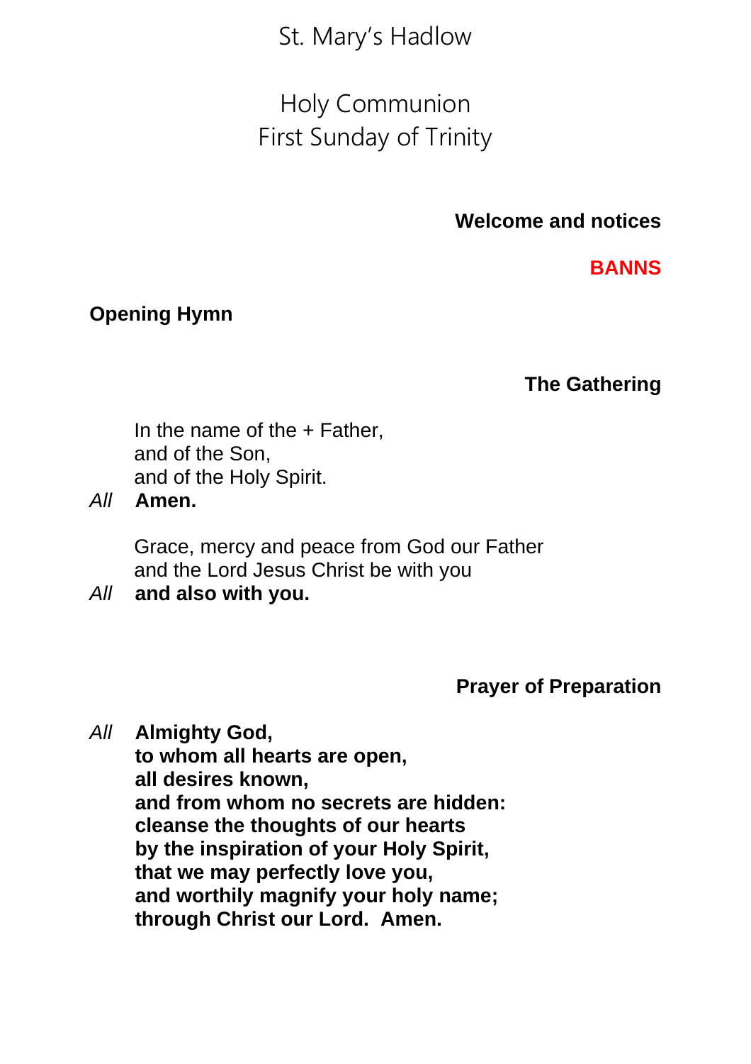# St. Mary's Hadlow

## Holy Communion
## First Sunday of Trinity

**Welcome and notices**

**BANNS**

**Opening Hymn**

**The Gathering**

In the name of the + Father,
and of the Son,
and of the Holy Spirit.

*All* **Amen.**

Grace, mercy and peace from God our Father
and the Lord Jesus Christ be with you

*All* **and also with you.**

**Prayer of Preparation**

*All* **Almighty God,**
**to whom all hearts are open,**
**all desires known,**
**and from whom no secrets are hidden:**
**cleanse the thoughts of our hearts**
**by the inspiration of your Holy Spirit,**
**that we may perfectly love you,**
**and worthily magnify your holy name;**
**through Christ our Lord. Amen.**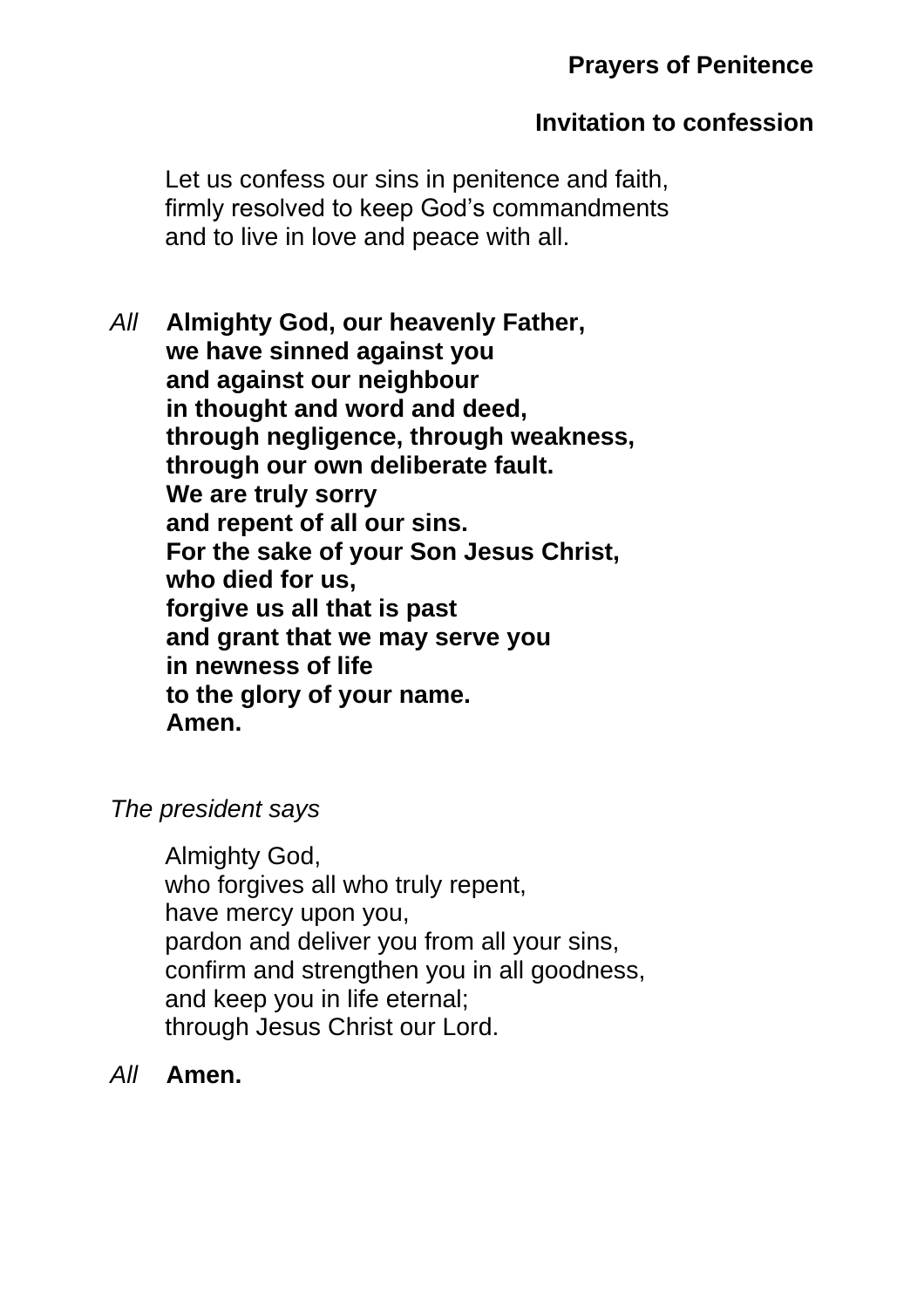## Prayers of Penitence

### Invitation to confession

Let us confess our sins in penitence and faith,
firmly resolved to keep God's commandments
and to live in love and peace with all.

*All* **Almighty God, our heavenly Father,
we have sinned against you
and against our neighbour
in thought and word and deed,
through negligence, through weakness,
through our own deliberate fault.
We are truly sorry
and repent of all our sins.
For the sake of your Son Jesus Christ,
who died for us,
forgive us all that is past
and grant that we may serve you
in newness of life
to the glory of your name.
Amen.**

*The president says*

Almighty God,
who forgives all who truly repent,
have mercy upon you,
pardon and deliver you from all your sins,
confirm and strengthen you in all goodness,
and keep you in life eternal;
through Jesus Christ our Lord.

*All* **Amen.**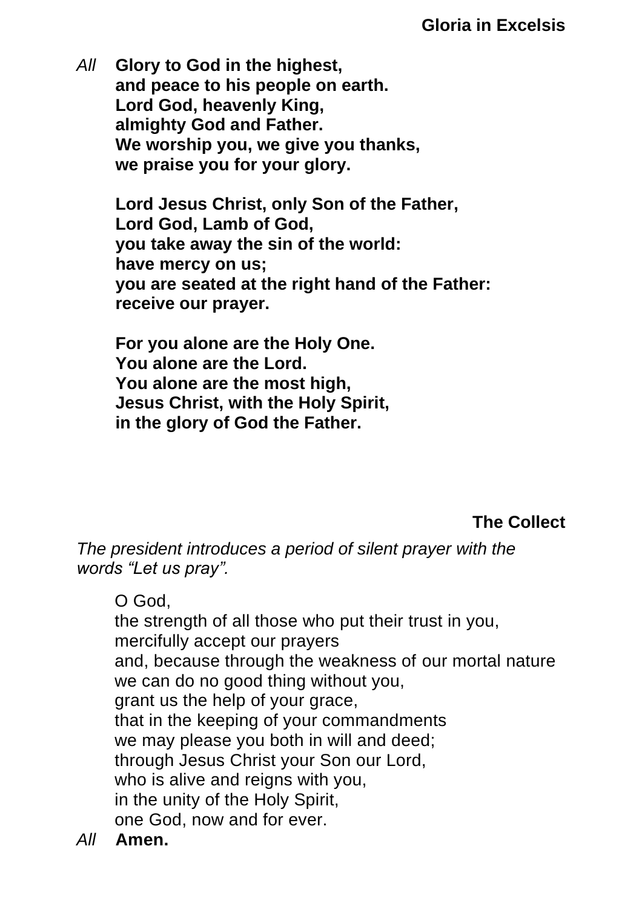## Gloria in Excelsis

*All* **Glory to God in the highest,**
**and peace to his people on earth.**
**Lord God, heavenly King,**
**almighty God and Father.**
**We worship you, we give you thanks,**
**we praise you for your glory.**

**Lord Jesus Christ, only Son of the Father,**
**Lord God, Lamb of God,**
**you take away the sin of the world:**
**have mercy on us;**
**you are seated at the right hand of the Father:**
**receive our prayer.**

**For you alone are the Holy One.**
**You alone are the Lord.**
**You alone are the most high,**
**Jesus Christ, with the Holy Spirit,**
**in the glory of God the Father.**

## The Collect

*The president introduces a period of silent prayer with the words "Let us pray".*

O God,
the strength of all those who put their trust in you,
mercifully accept our prayers
and, because through the weakness of our mortal nature
we can do no good thing without you,
grant us the help of your grace,
that in the keeping of your commandments
we may please you both in will and deed;
through Jesus Christ your Son our Lord,
who is alive and reigns with you,
in the unity of the Holy Spirit,
one God, now and for ever.

*All* **Amen.**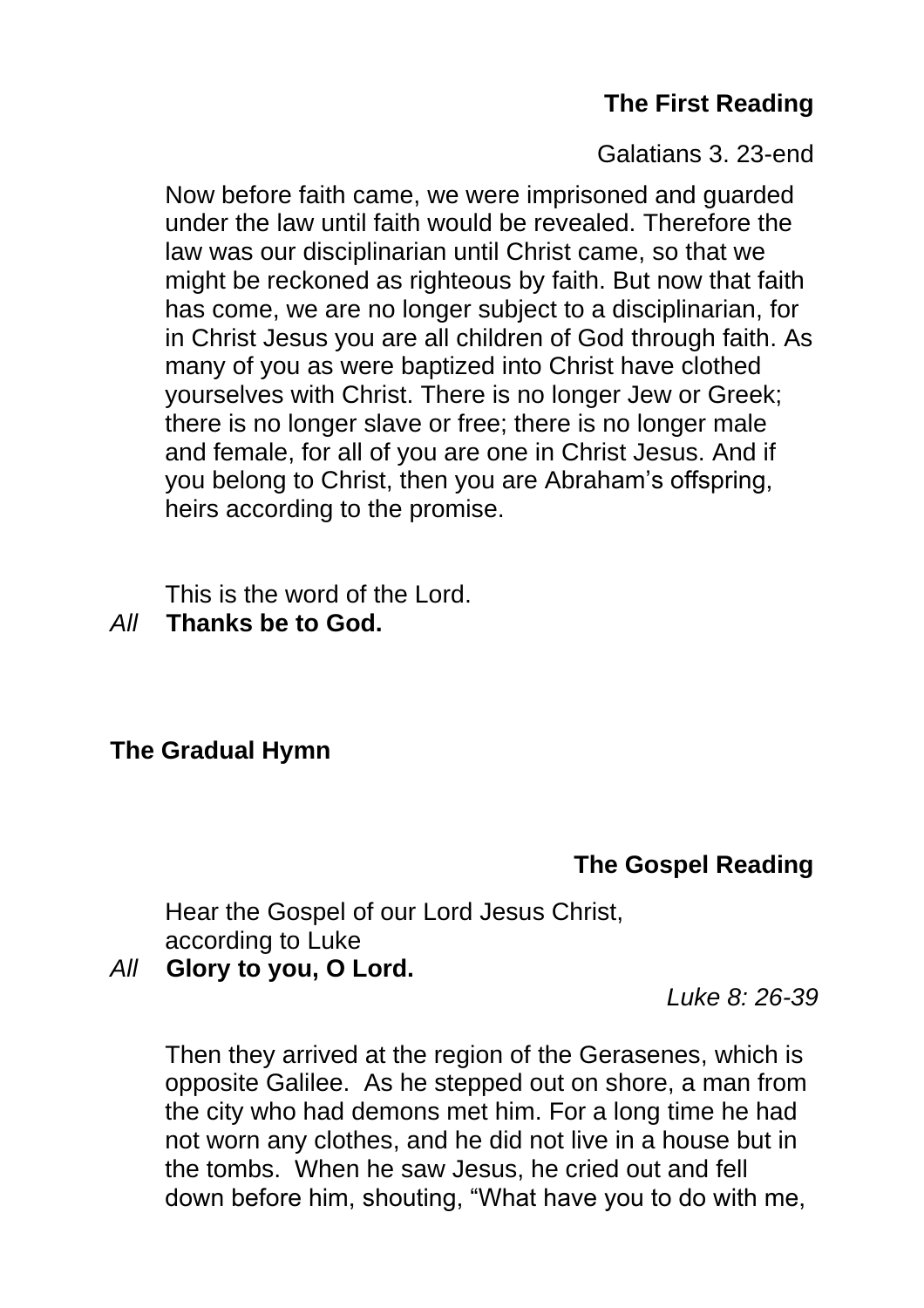## The First Reading

Galatians 3. 23-end

Now before faith came, we were imprisoned and guarded under the law until faith would be revealed. Therefore the law was our disciplinarian until Christ came, so that we might be reckoned as righteous by faith. But now that faith has come, we are no longer subject to a disciplinarian, for in Christ Jesus you are all children of God through faith. As many of you as were baptized into Christ have clothed yourselves with Christ. There is no longer Jew or Greek; there is no longer slave or free; there is no longer male and female, for all of you are one in Christ Jesus. And if you belong to Christ, then you are Abraham's offspring, heirs according to the promise.

This is the word of the Lord.

*All* **Thanks be to God.**

## The Gradual Hymn

## The Gospel Reading

Hear the Gospel of our Lord Jesus Christ, according to Luke

*All* **Glory to you, O Lord.**

*Luke 8: 26-39*

Then they arrived at the region of the Gerasenes, which is opposite Galilee. As he stepped out on shore, a man from the city who had demons met him. For a long time he had not worn any clothes, and he did not live in a house but in the tombs. When he saw Jesus, he cried out and fell down before him, shouting, "What have you to do with me,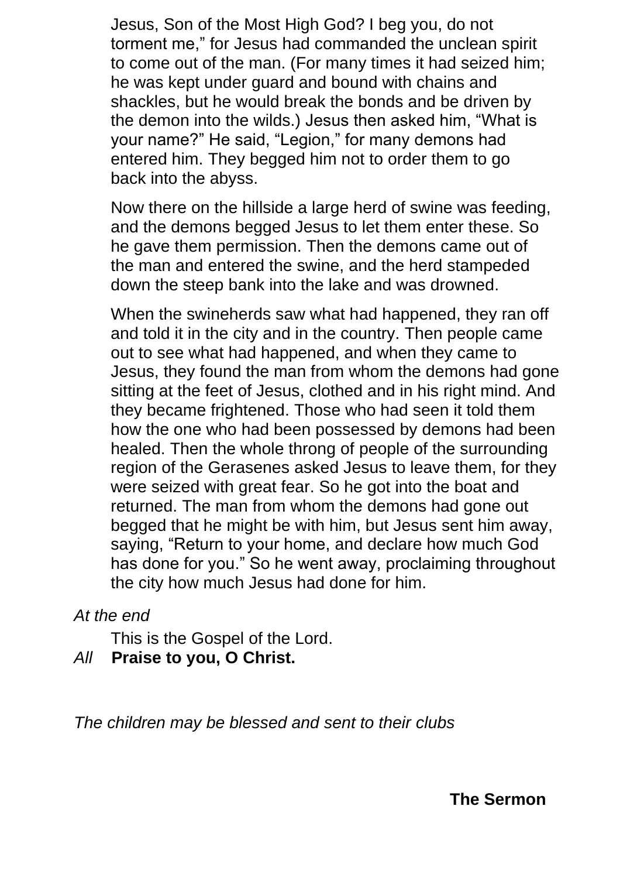Jesus, Son of the Most High God? I beg you, do not torment me," for Jesus had commanded the unclean spirit to come out of the man. (For many times it had seized him; he was kept under guard and bound with chains and shackles, but he would break the bonds and be driven by the demon into the wilds.) Jesus then asked him, "What is your name?" He said, "Legion," for many demons had entered him. They begged him not to order them to go back into the abyss.

Now there on the hillside a large herd of swine was feeding, and the demons begged Jesus to let them enter these. So he gave them permission. Then the demons came out of the man and entered the swine, and the herd stampeded down the steep bank into the lake and was drowned.

When the swineherds saw what had happened, they ran off and told it in the city and in the country. Then people came out to see what had happened, and when they came to Jesus, they found the man from whom the demons had gone sitting at the feet of Jesus, clothed and in his right mind. And they became frightened. Those who had seen it told them how the one who had been possessed by demons had been healed. Then the whole throng of people of the surrounding region of the Gerasenes asked Jesus to leave them, for they were seized with great fear. So he got into the boat and returned. The man from whom the demons had gone out begged that he might be with him, but Jesus sent him away, saying, "Return to your home, and declare how much God has done for you." So he went away, proclaiming throughout the city how much Jesus had done for him.

*At the end*

This is the Gospel of the Lord.

*All* **Praise to you, O Christ.**

*The children may be blessed and sent to their clubs*

**The Sermon**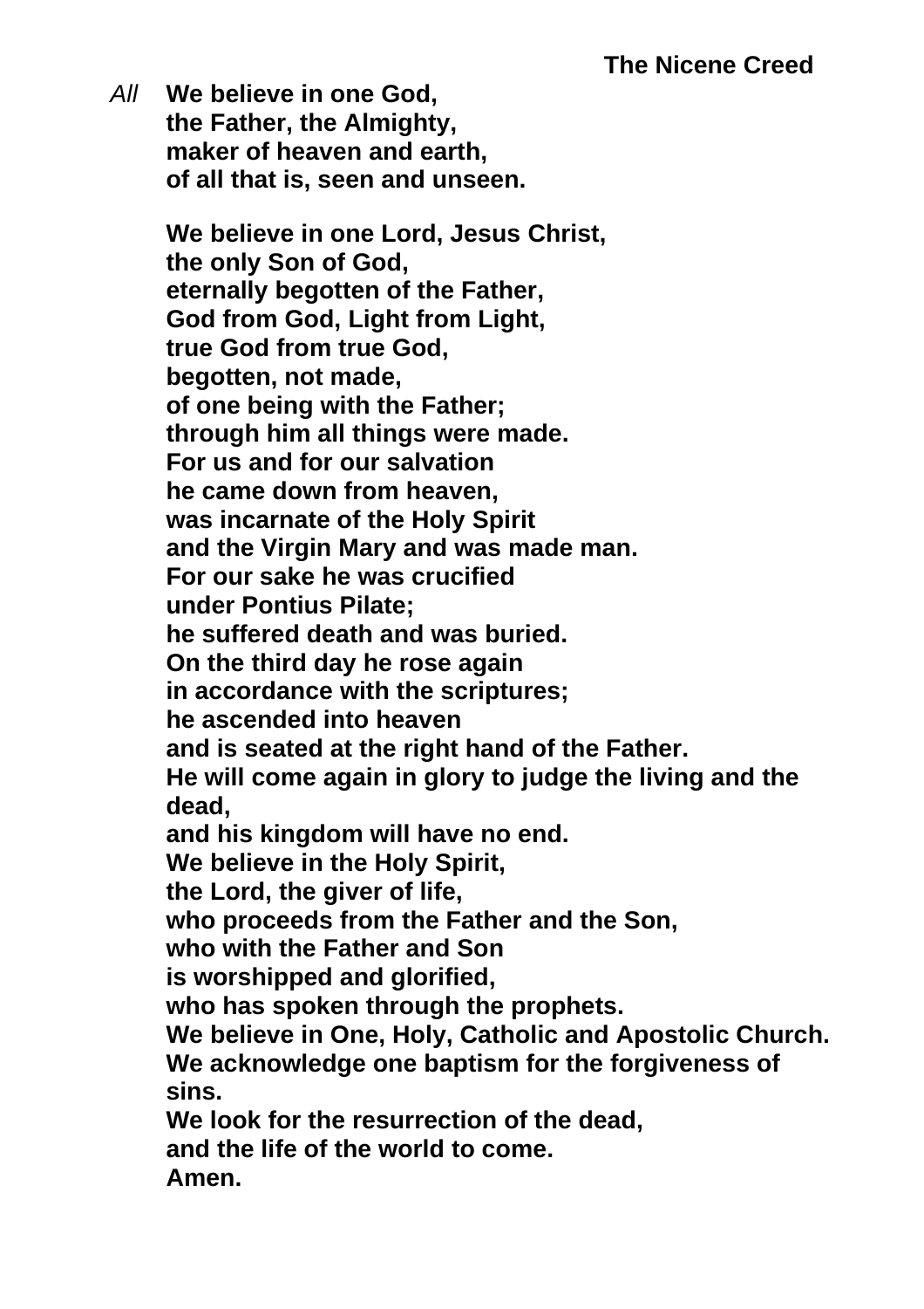## The Nicene Creed

*All* **We believe in one God,**
**the Father, the Almighty,**
**maker of heaven and earth,**
**of all that is, seen and unseen.**

**We believe in one Lord, Jesus Christ,**
**the only Son of God,**
**eternally begotten of the Father,**
**God from God, Light from Light,**
**true God from true God,**
**begotten, not made,**
**of one being with the Father;**
**through him all things were made.**
**For us and for our salvation**
**he came down from heaven,**
**was incarnate of the Holy Spirit**
**and the Virgin Mary and was made man.**
**For our sake he was crucified**
**under Pontius Pilate;**
**he suffered death and was buried.**
**On the third day he rose again**
**in accordance with the scriptures;**
**he ascended into heaven**
**and is seated at the right hand of the Father.**
**He will come again in glory to judge the living and the dead,**
**and his kingdom will have no end.**
**We believe in the Holy Spirit,**
**the Lord, the giver of life,**
**who proceeds from the Father and the Son,**
**who with the Father and Son**
**is worshipped and glorified,**
**who has spoken through the prophets.**
**We believe in One, Holy, Catholic and Apostolic Church.**
**We acknowledge one baptism for the forgiveness of sins.**
**We look for the resurrection of the dead,**
**and the life of the world to come.**
**Amen.**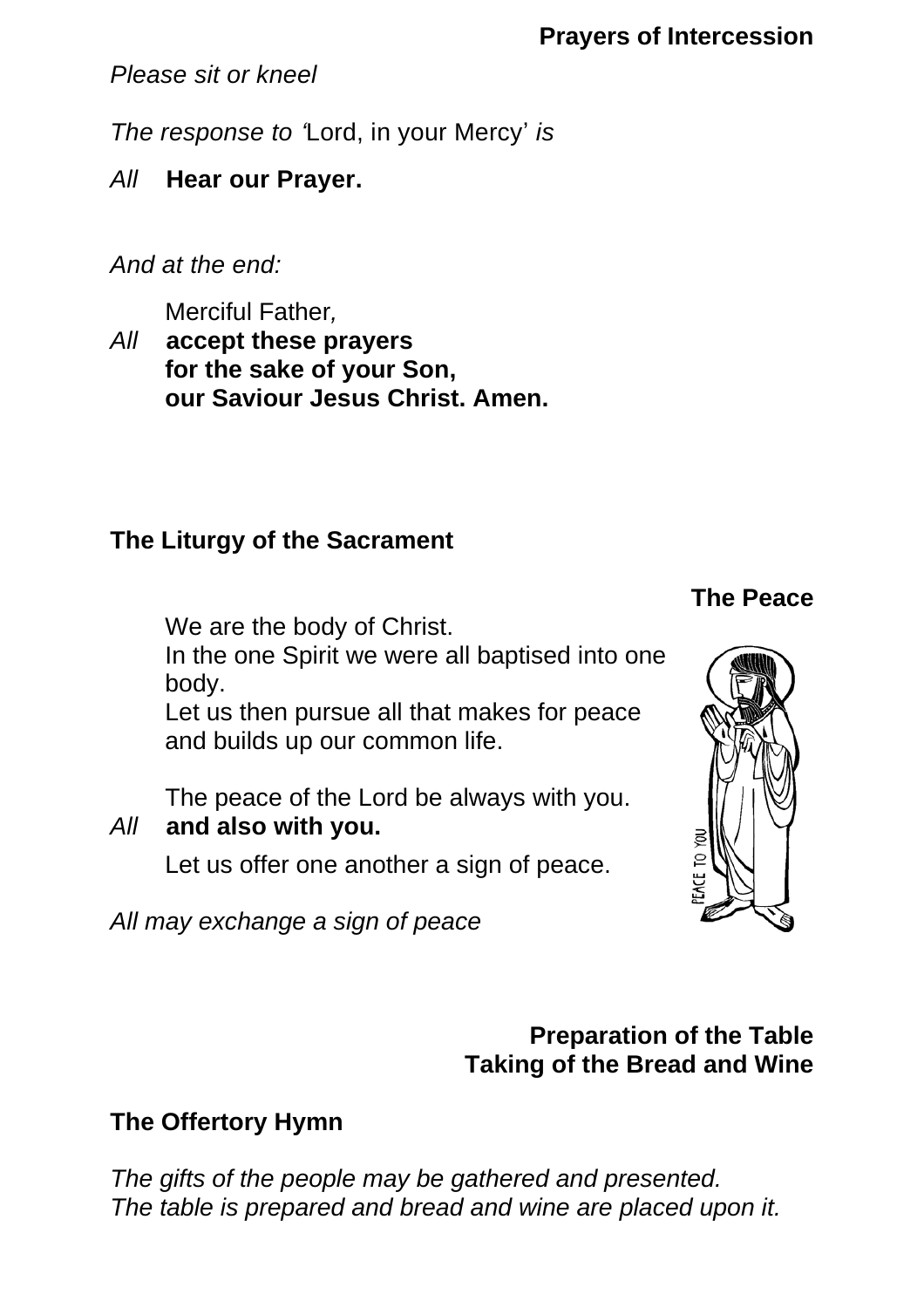## Prayers of Intercession

*Please sit or kneel*

*The response to '*Lord, in your Mercy' *is*

*All* **Hear our Prayer.**

*And at the end:*

Merciful Father,
*All* **accept these prayers**
**for the sake of your Son,**
**our Saviour Jesus Christ. Amen.**

## The Liturgy of the Sacrament

### The Peace

We are the body of Christ.
In the one Spirit we were all baptised into one body.
Let us then pursue all that makes for peace and builds up our common life.

The peace of the Lord be always with you.
*All* **and also with you.**

Let us offer one another a sign of peace.

*All may exchange a sign of peace*

### Preparation of the Table
### Taking of the Bread and Wine

### The Offertory Hymn

*The gifts of the people may be gathered and presented.*
*The table is prepared and bread and wine are placed upon it.*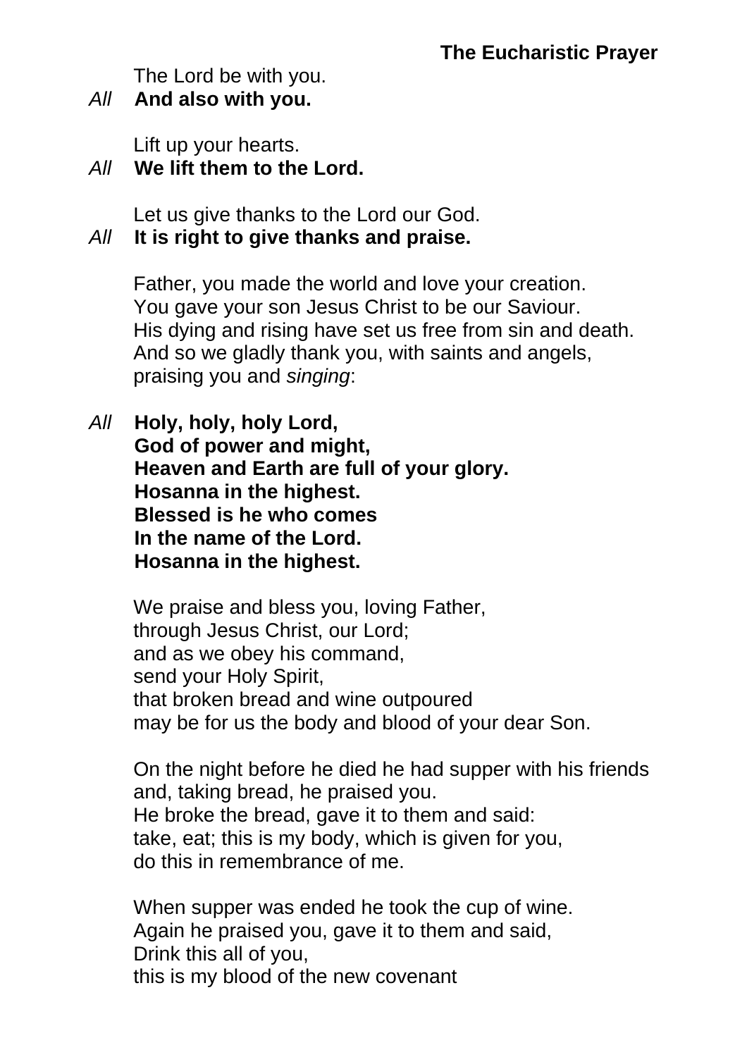### The Eucharistic Prayer

The Lord be with you.
*All* **And also with you.**

Lift up your hearts.
*All* **We lift them to the Lord.**

Let us give thanks to the Lord our God.
*All* **It is right to give thanks and praise.**

Father, you made the world and love your creation.
You gave your son Jesus Christ to be our Saviour.
His dying and rising have set us free from sin and death.
And so we gladly thank you, with saints and angels,
praising you and *singing*:

*All* **Holy, holy, holy Lord,**
**God of power and might,**
**Heaven and Earth are full of your glory.**
**Hosanna in the highest.**
**Blessed is he who comes**
**In the name of the Lord.**
**Hosanna in the highest.**

We praise and bless you, loving Father,
through Jesus Christ, our Lord;
and as we obey his command,
send your Holy Spirit,
that broken bread and wine outpoured
may be for us the body and blood of your dear Son.

On the night before he died he had supper with his friends
and, taking bread, he praised you.
He broke the bread, gave it to them and said:
take, eat; this is my body, which is given for you,
do this in remembrance of me.

When supper was ended he took the cup of wine.
Again he praised you, gave it to them and said,
Drink this all of you,
this is my blood of the new covenant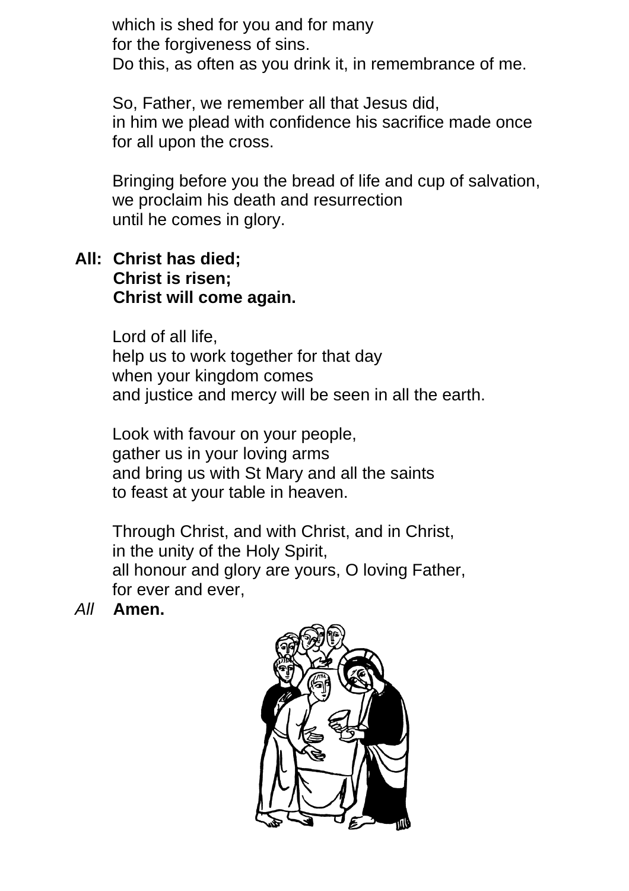which is shed for you and for many
for the forgiveness of sins.
Do this, as often as you drink it, in remembrance of me.

So, Father, we remember all that Jesus did,
in him we plead with confidence his sacrifice made once
for all upon the cross.

Bringing before you the bread of life and cup of salvation,
we proclaim his death and resurrection
until he comes in glory.

**All: Christ has died;**
**Christ is risen;**
**Christ will come again.**

Lord of all life,
help us to work together for that day
when your kingdom comes
and justice and mercy will be seen in all the earth.

Look with favour on your people,
gather us in your loving arms
and bring us with St Mary and all the saints
to feast at your table in heaven.

Through Christ, and with Christ, and in Christ,
in the unity of the Holy Spirit,
all honour and glory are yours, O loving Father,
for ever and ever,

*All* **Amen.**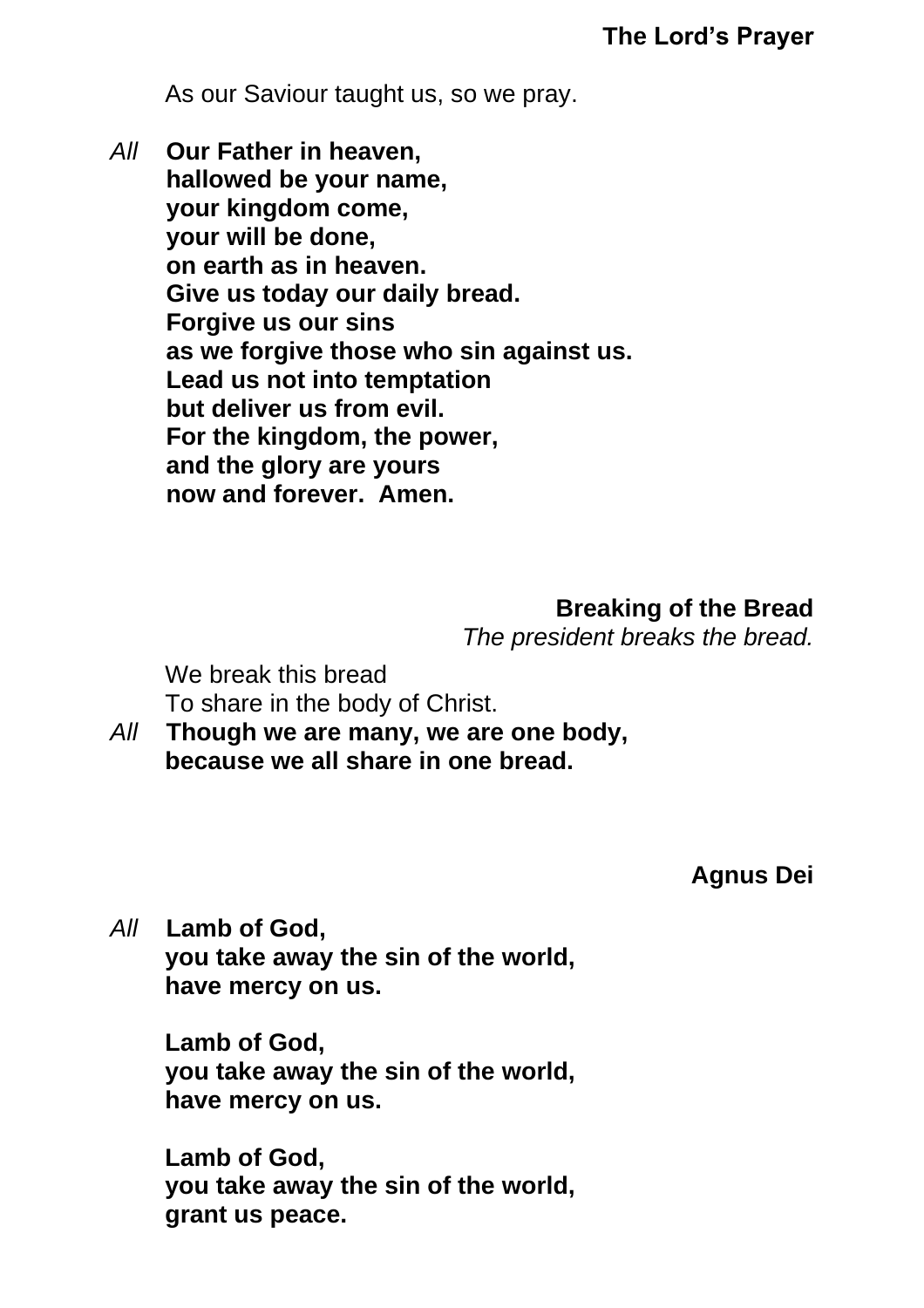## The Lord's Prayer

As our Saviour taught us, so we pray.

*All* **Our Father in heaven,**
**hallowed be your name,**
**your kingdom come,**
**your will be done,**
**on earth as in heaven.**
**Give us today our daily bread.**
**Forgive us our sins**
**as we forgive those who sin against us.**
**Lead us not into temptation**
**but deliver us from evil.**
**For the kingdom, the power,**
**and the glory are yours**
**now and forever. Amen.**

## Breaking of the Bread

*The president breaks the bread.*

We break this bread
To share in the body of Christ.

*All* **Though we are many, we are one body,**
**because we all share in one bread.**

## Agnus Dei

*All* **Lamb of God,**
**you take away the sin of the world,**
**have mercy on us.**

**Lamb of God,**
**you take away the sin of the world,**
**have mercy on us.**

**Lamb of God,**
**you take away the sin of the world,**
**grant us peace.**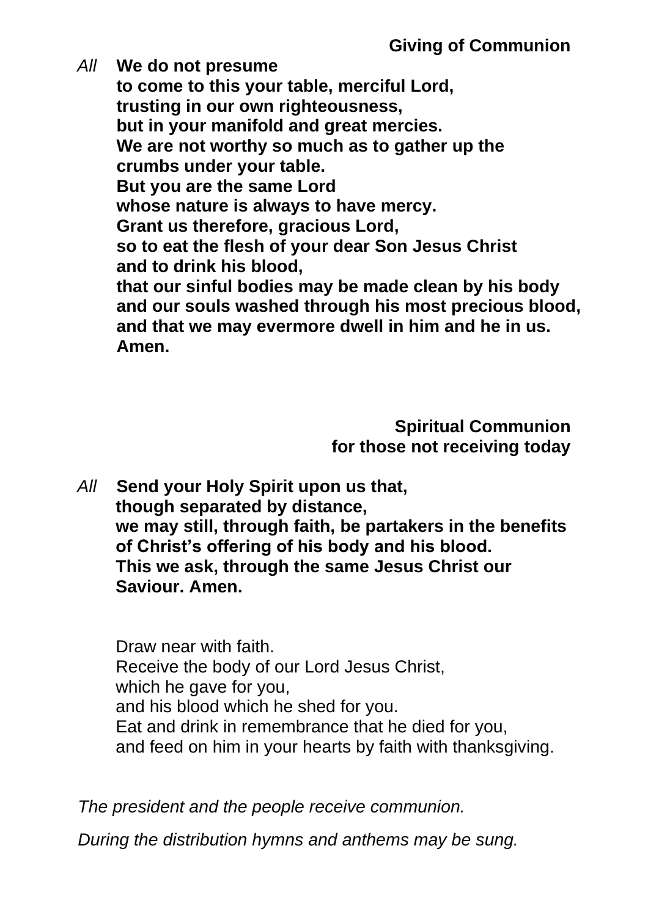## Giving of Communion

*All* **We do not presume**
**to come to this your table, merciful Lord,**
**trusting in our own righteousness,**
**but in your manifold and great mercies.**
**We are not worthy so much as to gather up the**
**crumbs under your table.**
**But you are the same Lord**
**whose nature is always to have mercy.**
**Grant us therefore, gracious Lord,**
**so to eat the flesh of your dear Son Jesus Christ**
**and to drink his blood,**
**that our sinful bodies may be made clean by his body**
**and our souls washed through his most precious blood,**
**and that we may evermore dwell in him and he in us.**
**Amen.**

## Spiritual Communion for those not receiving today

*All* **Send your Holy Spirit upon us that,**
**though separated by distance,**
**we may still, through faith, be partakers in the benefits**
**of Christ's offering of his body and his blood.**
**This we ask, through the same Jesus Christ our**
**Saviour. Amen.**

Draw near with faith.
Receive the body of our Lord Jesus Christ,
which he gave for you,
and his blood which he shed for you.
Eat and drink in remembrance that he died for you,
and feed on him in your hearts by faith with thanksgiving.

*The president and the people receive communion.*

*During the distribution hymns and anthems may be sung.*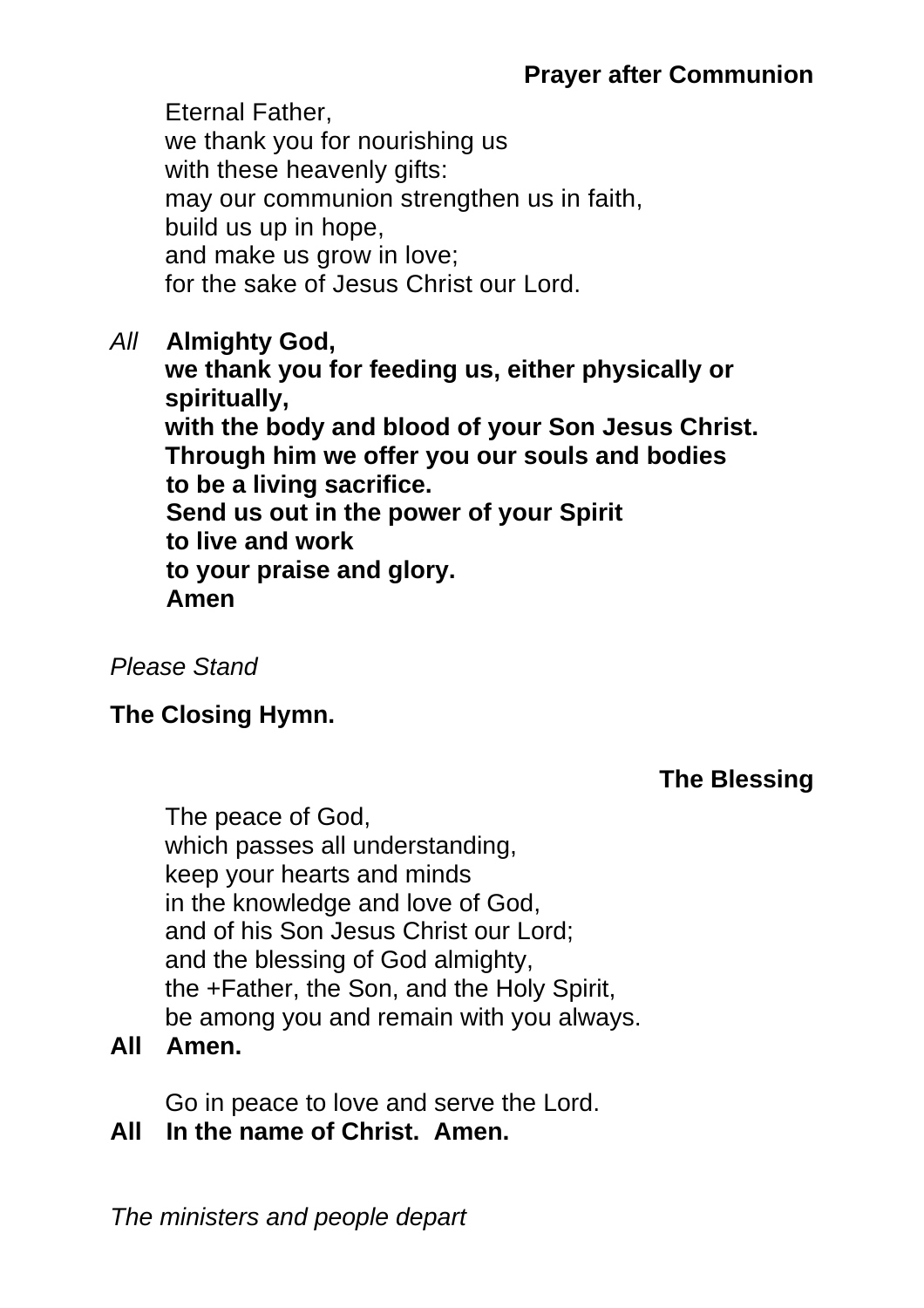## Prayer after Communion

Eternal Father,
we thank you for nourishing us
with these heavenly gifts:
may our communion strengthen us in faith,
build us up in hope,
and make us grow in love;
for the sake of Jesus Christ our Lord.

*All* **Almighty God,**
**we thank you for feeding us, either physically or spiritually,**
**with the body and blood of your Son Jesus Christ.**
**Through him we offer you our souls and bodies**
**to be a living sacrifice.**
**Send us out in the power of your Spirit**
**to live and work**
**to your praise and glory.**
**Amen**

*Please Stand*

**The Closing Hymn.**

## The Blessing

The peace of God,
which passes all understanding,
keep your hearts and minds
in the knowledge and love of God,
and of his Son Jesus Christ our Lord;
and the blessing of God almighty,
the +Father, the Son, and the Holy Spirit,
be among you and remain with you always.

**All Amen.**

Go in peace to love and serve the Lord.

**All In the name of Christ. Amen.**

*The ministers and people depart*